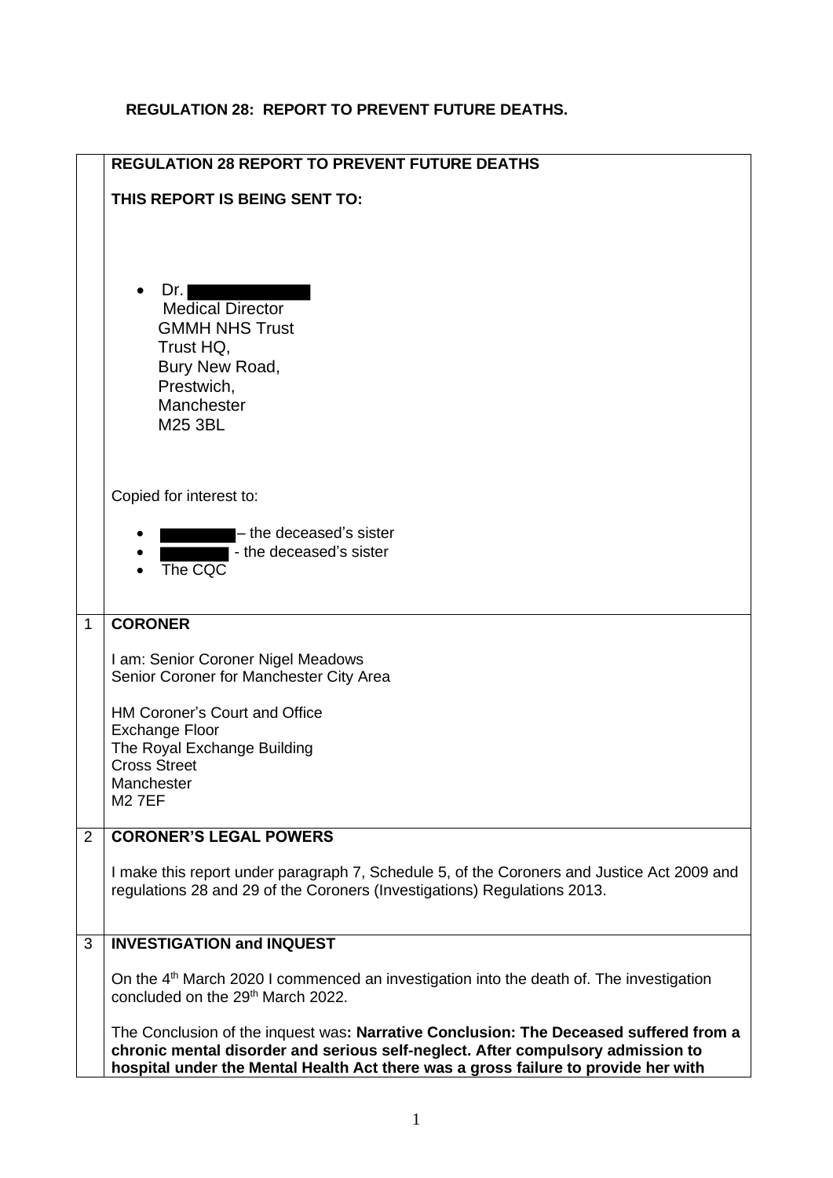# REGULATION 28: REPORT TO PREVENT FUTURE DEATHS.

| | **REGULATION 28 REPORT TO PREVENT FUTURE DEATHS** |
|---|---|
| | **THIS REPORT IS BEING SENT TO:**<br><br>• Dr. [REDACTED]<br>Medical Director<br>GMMH NHS Trust<br>Trust HQ,<br>Bury New Road,<br>Prestwich,<br>Manchester<br>M25 3BL<br><br>Copied for interest to:<br><br>• [REDACTED] – the deceased's sister<br>• [REDACTED] - the deceased's sister<br>• The CQC |
| 1 | **CORONER**<br><br>I am: Senior Coroner Nigel Meadows<br>Senior Coroner for Manchester City Area<br><br>HM Coroner's Court and Office<br>Exchange Floor<br>The Royal Exchange Building<br>Cross Street<br>Manchester<br>M2 7EF |
| 2 | **CORONER'S LEGAL POWERS**<br><br>I make this report under paragraph 7, Schedule 5, of the Coroners and Justice Act 2009 and regulations 28 and 29 of the Coroners (Investigations) Regulations 2013. |
| 3 | **INVESTIGATION and INQUEST**<br><br>On the 4th March 2020 I commenced an investigation into the death of. The investigation concluded on the 29th March 2022.<br><br>The Conclusion of the inquest was**: Narrative Conclusion: The Deceased suffered from a chronic mental disorder and serious self-neglect. After compulsory admission to hospital under the Mental Health Act there was a gross failure to provide her with** |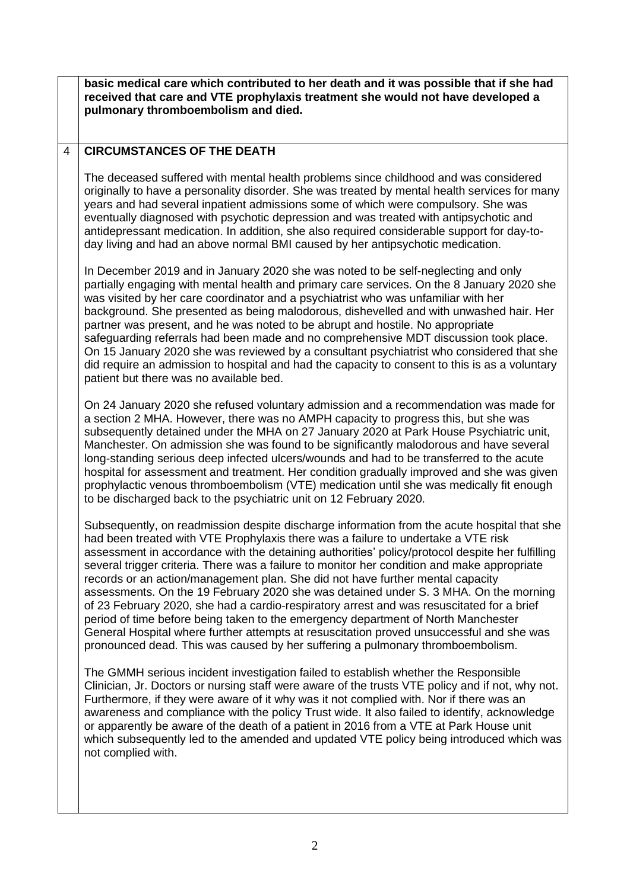**basic medical care which contributed to her death and it was possible that if she had received that care and VTE prophylaxis treatment she would not have developed a pulmonary thromboembolism and died.**

## 4 CIRCUMSTANCES OF THE DEATH

The deceased suffered with mental health problems since childhood and was considered originally to have a personality disorder. She was treated by mental health services for many years and had several inpatient admissions some of which were compulsory. She was eventually diagnosed with psychotic depression and was treated with antipsychotic and antidepressant medication. In addition, she also required considerable support for day-to-day living and had an above normal BMI caused by her antipsychotic medication.

In December 2019 and in January 2020 she was noted to be self-neglecting and only partially engaging with mental health and primary care services. On the 8 January 2020 she was visited by her care coordinator and a psychiatrist who was unfamiliar with her background. She presented as being malodorous, dishevelled and with unwashed hair. Her partner was present, and he was noted to be abrupt and hostile. No appropriate safeguarding referrals had been made and no comprehensive MDT discussion took place. On 15 January 2020 she was reviewed by a consultant psychiatrist who considered that she did require an admission to hospital and had the capacity to consent to this is as a voluntary patient but there was no available bed.

On 24 January 2020 she refused voluntary admission and a recommendation was made for a section 2 MHA. However, there was no AMPH capacity to progress this, but she was subsequently detained under the MHA on 27 January 2020 at Park House Psychiatric unit, Manchester. On admission she was found to be significantly malodorous and have several long-standing serious deep infected ulcers/wounds and had to be transferred to the acute hospital for assessment and treatment. Her condition gradually improved and she was given prophylactic venous thromboembolism (VTE) medication until she was medically fit enough to be discharged back to the psychiatric unit on 12 February 2020.

Subsequently, on readmission despite discharge information from the acute hospital that she had been treated with VTE Prophylaxis there was a failure to undertake a VTE risk assessment in accordance with the detaining authorities' policy/protocol despite her fulfilling several trigger criteria. There was a failure to monitor her condition and make appropriate records or an action/management plan. She did not have further mental capacity assessments. On the 19 February 2020 she was detained under S. 3 MHA. On the morning of 23 February 2020, she had a cardio-respiratory arrest and was resuscitated for a brief period of time before being taken to the emergency department of North Manchester General Hospital where further attempts at resuscitation proved unsuccessful and she was pronounced dead. This was caused by her suffering a pulmonary thromboembolism.

The GMMH serious incident investigation failed to establish whether the Responsible Clinician, Jr. Doctors or nursing staff were aware of the trusts VTE policy and if not, why not. Furthermore, if they were aware of it why was it not complied with. Nor if there was an awareness and compliance with the policy Trust wide. It also failed to identify, acknowledge or apparently be aware of the death of a patient in 2016 from a VTE at Park House unit which subsequently led to the amended and updated VTE policy being introduced which was not complied with.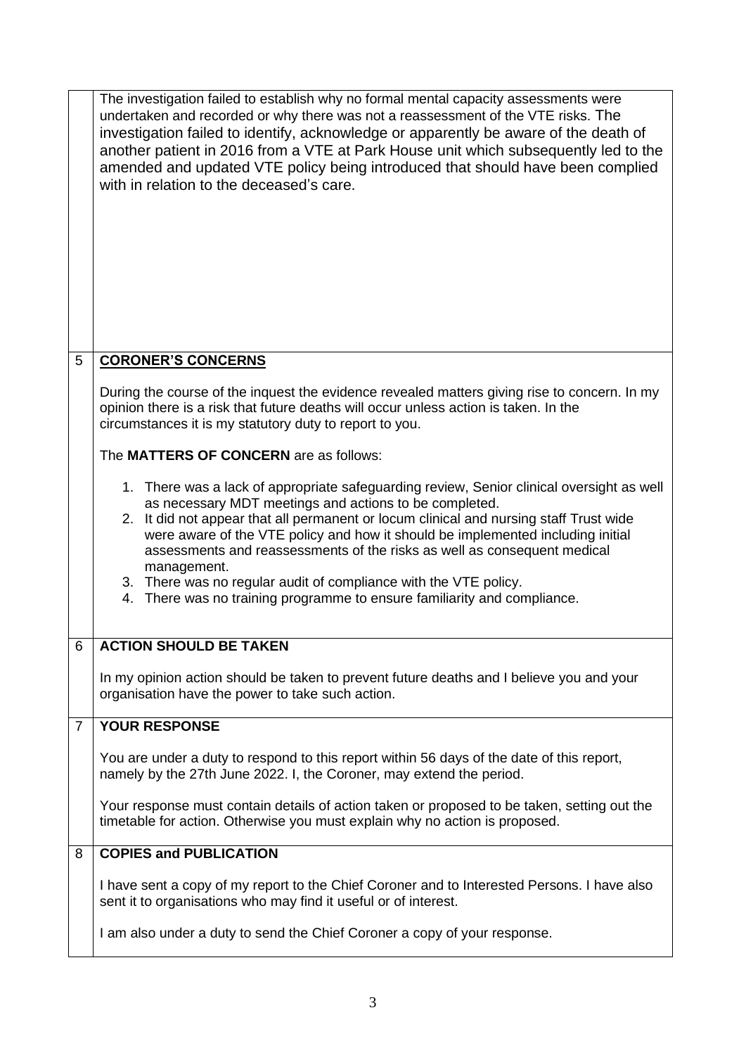The investigation failed to establish why no formal mental capacity assessments were undertaken and recorded or why there was not a reassessment of the VTE risks. The investigation failed to identify, acknowledge or apparently be aware of the death of another patient in 2016 from a VTE at Park House unit which subsequently led to the amended and updated VTE policy being introduced that should have been complied with in relation to the deceased's care.

## 5 CORONER'S CONCERNS

During the course of the inquest the evidence revealed matters giving rise to concern. In my opinion there is a risk that future deaths will occur unless action is taken. In the circumstances it is my statutory duty to report to you.

The **MATTERS OF CONCERN** are as follows:

1. There was a lack of appropriate safeguarding review, Senior clinical oversight as well as necessary MDT meetings and actions to be completed.
2. It did not appear that all permanent or locum clinical and nursing staff Trust wide were aware of the VTE policy and how it should be implemented including initial assessments and reassessments of the risks as well as consequent medical management.
3. There was no regular audit of compliance with the VTE policy.
4. There was no training programme to ensure familiarity and compliance.

## 6 ACTION SHOULD BE TAKEN

In my opinion action should be taken to prevent future deaths and I believe you and your organisation have the power to take such action.

## 7 YOUR RESPONSE

You are under a duty to respond to this report within 56 days of the date of this report, namely by the 27th June 2022. I, the Coroner, may extend the period.

Your response must contain details of action taken or proposed to be taken, setting out the timetable for action. Otherwise you must explain why no action is proposed.

## 8 COPIES and PUBLICATION

I have sent a copy of my report to the Chief Coroner and to Interested Persons. I have also sent it to organisations who may find it useful or of interest.

I am also under a duty to send the Chief Coroner a copy of your response.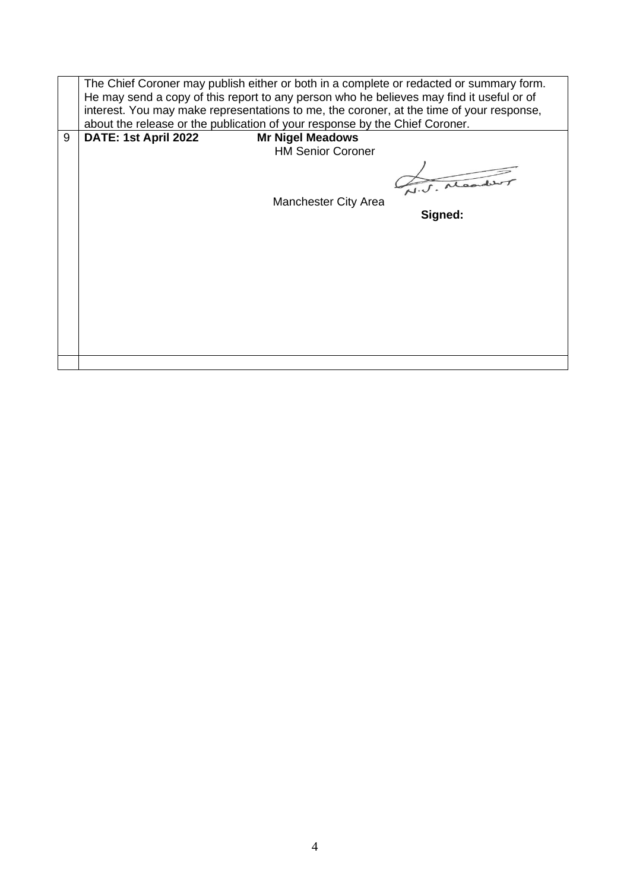| | |
|---|---|
| | The Chief Coroner may publish either or both in a complete or redacted or summary form. He may send a copy of this report to any person who he believes may find it useful or of interest. You may make representations to me, the coroner, at the time of your response, about the release or the publication of your response by the Chief Coroner. |
| 9 | **DATE: 1st April 2022** **Mr Nigel Meadows** HM Senior Coroner Manchester City Area **Signed:** N.J. Meadows |
| | |